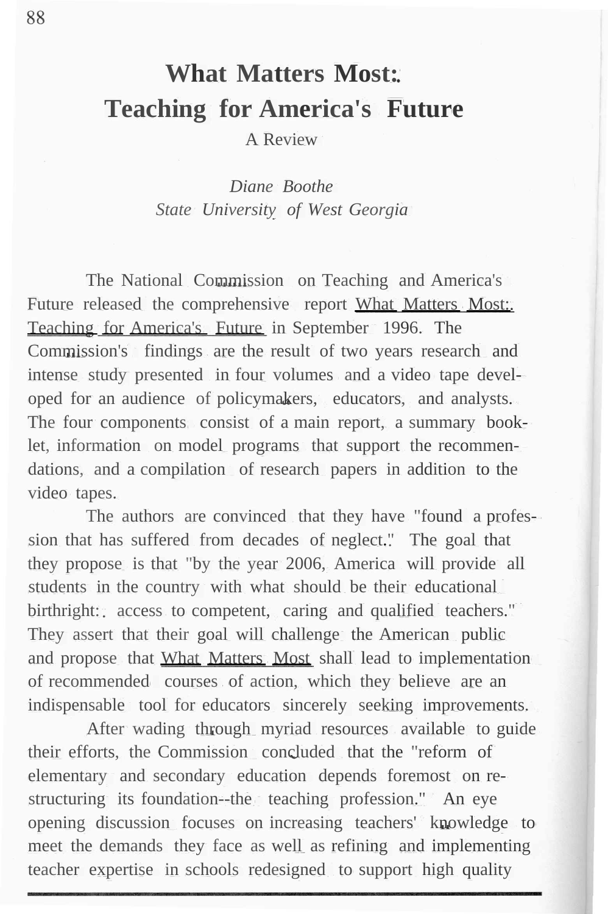# What Matters Most: Teaching for America's Future

A Review

*Diane Boothe*
*State University of West Georgia*

The National Commission on Teaching and America's Future released the comprehensive report What Matters Most: Teaching for America's Future in September 1996. The Commission's findings are the result of two years research and intense study presented in four volumes and a video tape developed for an audience of policymakers, educators, and analysts. The four components consist of a main report, a summary booklet, information on model programs that support the recommendations, and a compilation of research papers in addition to the video tapes.

The authors are convinced that they have "found a profession that has suffered from decades of neglect." The goal that they propose is that "by the year 2006, America will provide all students in the country with what should be their educational birthright: access to competent, caring and qualified teachers." They assert that their goal will challenge the American public and propose that What Matters Most shall lead to implementation of recommended courses of action, which they believe are an indispensable tool for educators sincerely seeking improvements.

After wading through myriad resources available to guide their efforts, the Commission concluded that the "reform of elementary and secondary education depends foremost on restructuring its foundation--the teaching profession." An eye opening discussion focuses on increasing teachers' knowledge to meet the demands they face as well as refining and implementing teacher expertise in schools redesigned to support high quality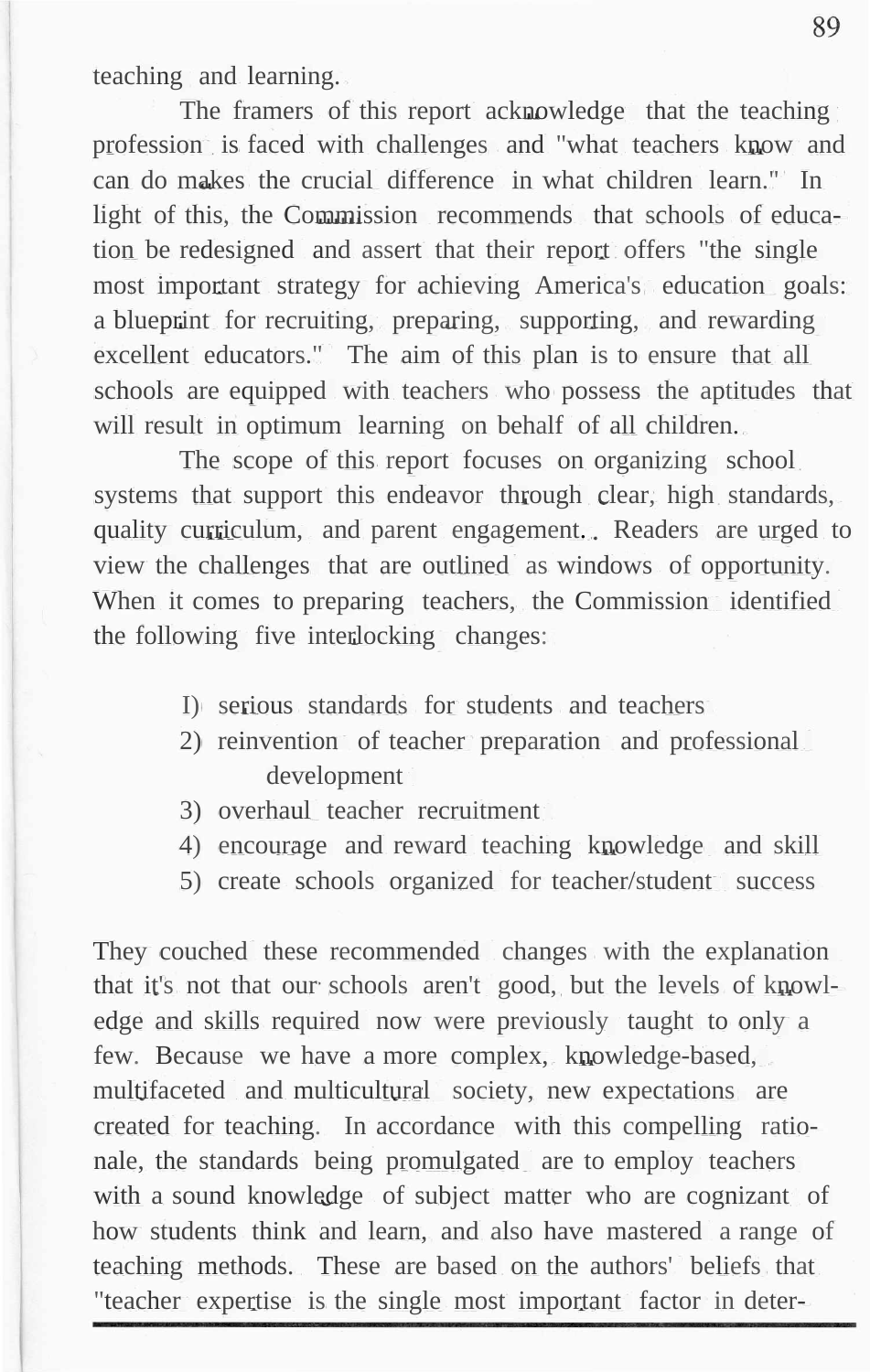teaching and learning.

The framers of this report acknowledge that the teaching profession is faced with challenges and "what teachers know and can do makes the crucial difference in what children learn." In light of this, the Commission recommends that schools of education be redesigned and assert that their report offers "the single most important strategy for achieving America's education goals: a blueprint for recruiting, preparing, supporting, and rewarding excellent educators." The aim of this plan is to ensure that all schools are equipped with teachers who possess the aptitudes that will result in optimum learning on behalf of all children.

The scope of this report focuses on organizing school systems that support this endeavor through clear, high standards, quality curriculum, and parent engagement. Readers are urged to view the challenges that are outlined as windows of opportunity. When it comes to preparing teachers, the Commission identified the following five interlocking changes:

1) serious standards for students and teachers
2) reinvention of teacher preparation and professional development
3) overhaul teacher recruitment
4) encourage and reward teaching knowledge and skill
5) create schools organized for teacher/student success

They couched these recommended changes with the explanation that it's not that our schools aren't good, but the levels of knowledge and skills required now were previously taught to only a few. Because we have a more complex, knowledge-based, multifaceted and multicultural society, new expectations are created for teaching. In accordance with this compelling rationale, the standards being promulgated are to employ teachers with a sound knowledge of subject matter who are cognizant of how students think and learn, and also have mastered a range of teaching methods. These are based on the authors' beliefs that "teacher expertise is the single most important factor in deter-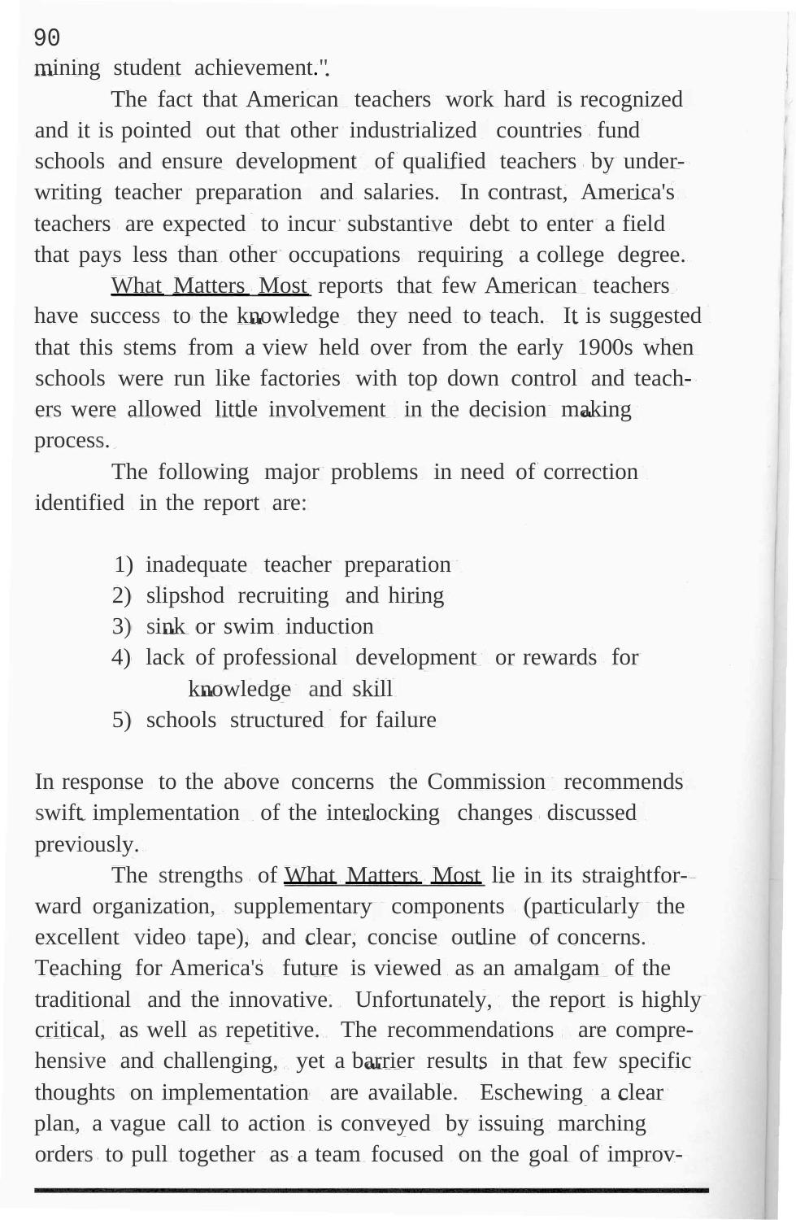mining student achievement.".

The fact that American teachers work hard is recognized and it is pointed out that other industrialized countries fund schools and ensure development of qualified teachers by underwriting teacher preparation and salaries. In contrast, America's teachers are expected to incur substantive debt to enter a field that pays less than other occupations requiring a college degree.

What Matters Most reports that few American teachers have success to the knowledge they need to teach. It is suggested that this stems from a view held over from the early 1900s when schools were run like factories with top down control and teachers were allowed little involvement in the decision making process.

The following major problems in need of correction identified in the report are:

1) inadequate teacher preparation
2) slipshod recruiting and hiring
3) sink or swim induction
4) lack of professional development or rewards for knowledge and skill
5) schools structured for failure

In response to the above concerns the Commission recommends swift implementation of the interlocking changes discussed previously.

The strengths of What Matters Most lie in its straightforward organization, supplementary components (particularly the excellent video tape), and clear, concise outline of concerns. Teaching for America's future is viewed as an amalgam of the traditional and the innovative. Unfortunately, the report is highly critical, as well as repetitive. The recommendations are comprehensive and challenging, yet a barrier results in that few specific thoughts on implementation are available. Eschewing a clear plan, a vague call to action is conveyed by issuing marching orders to pull together as a team focused on the goal of improv-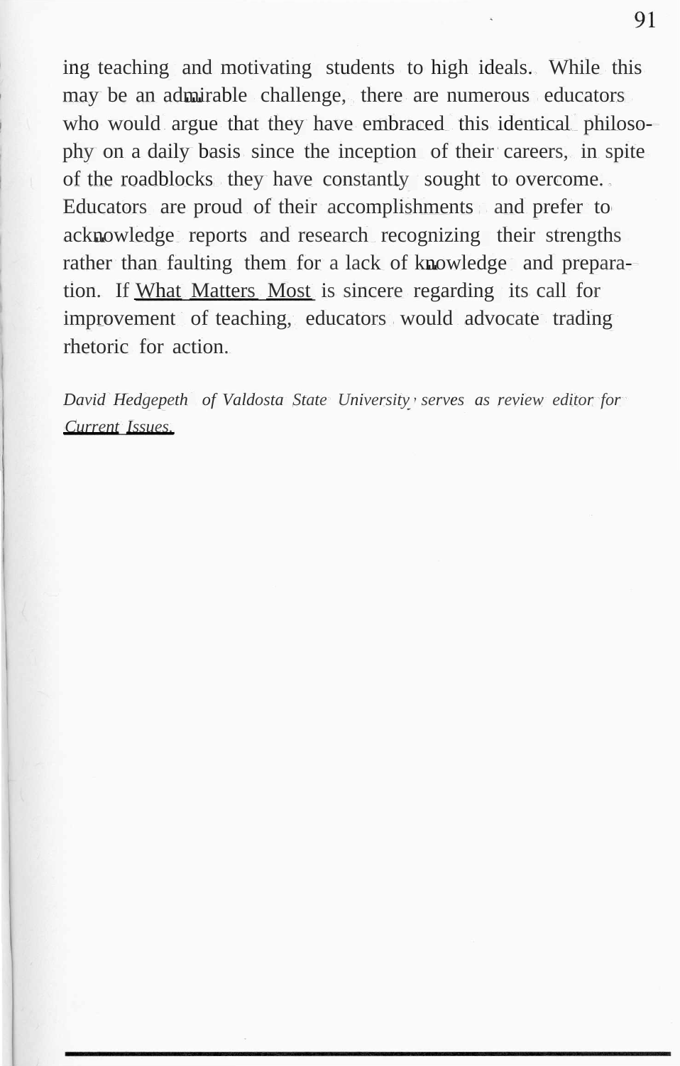ing teaching and motivating students to high ideals. While this may be an admirable challenge, there are numerous educators who would argue that they have embraced this identical philosophy on a daily basis since the inception of their careers, in spite of the roadblocks they have constantly sought to overcome. Educators are proud of their accomplishments and prefer to acknowledge reports and research recognizing their strengths rather than faulting them for a lack of knowledge and preparation. If <u>What Matters Most</u> is sincere regarding its call for improvement of teaching, educators would advocate trading rhetoric for action.

*David Hedgepeth of Valdosta State University, serves as review editor for <u>Current Issues.</u>*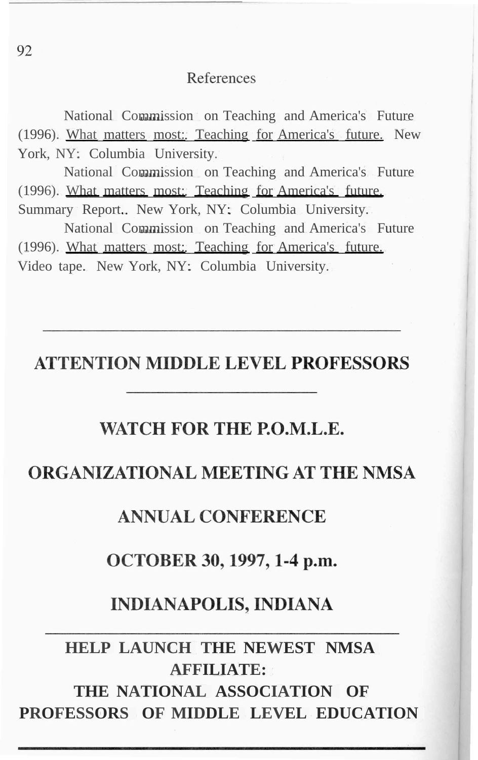## References

National Commission on Teaching and America's Future (1996). What matters most: Teaching for America's future. New York, NY: Columbia University.

National Commission on Teaching and America's Future (1996). What matters most: Teaching for America's future. Summary Report.. New York, NY: Columbia University.

National Commission on Teaching and America's Future (1996). What matters most: Teaching for America's future. Video tape. New York, NY: Columbia University.

---

**ATTENTION MIDDLE LEVEL PROFESSORS**

**WATCH FOR THE P.O.M.L.E.**

**ORGANIZATIONAL MEETING AT THE NMSA**

**ANNUAL CONFERENCE**

**OCTOBER 30, 1997, 1-4 p.m.**

**INDIANAPOLIS, INDIANA**

---

**HELP LAUNCH THE NEWEST NMSA AFFILIATE:**

**THE NATIONAL ASSOCIATION OF PROFESSORS OF MIDDLE LEVEL EDUCATION**